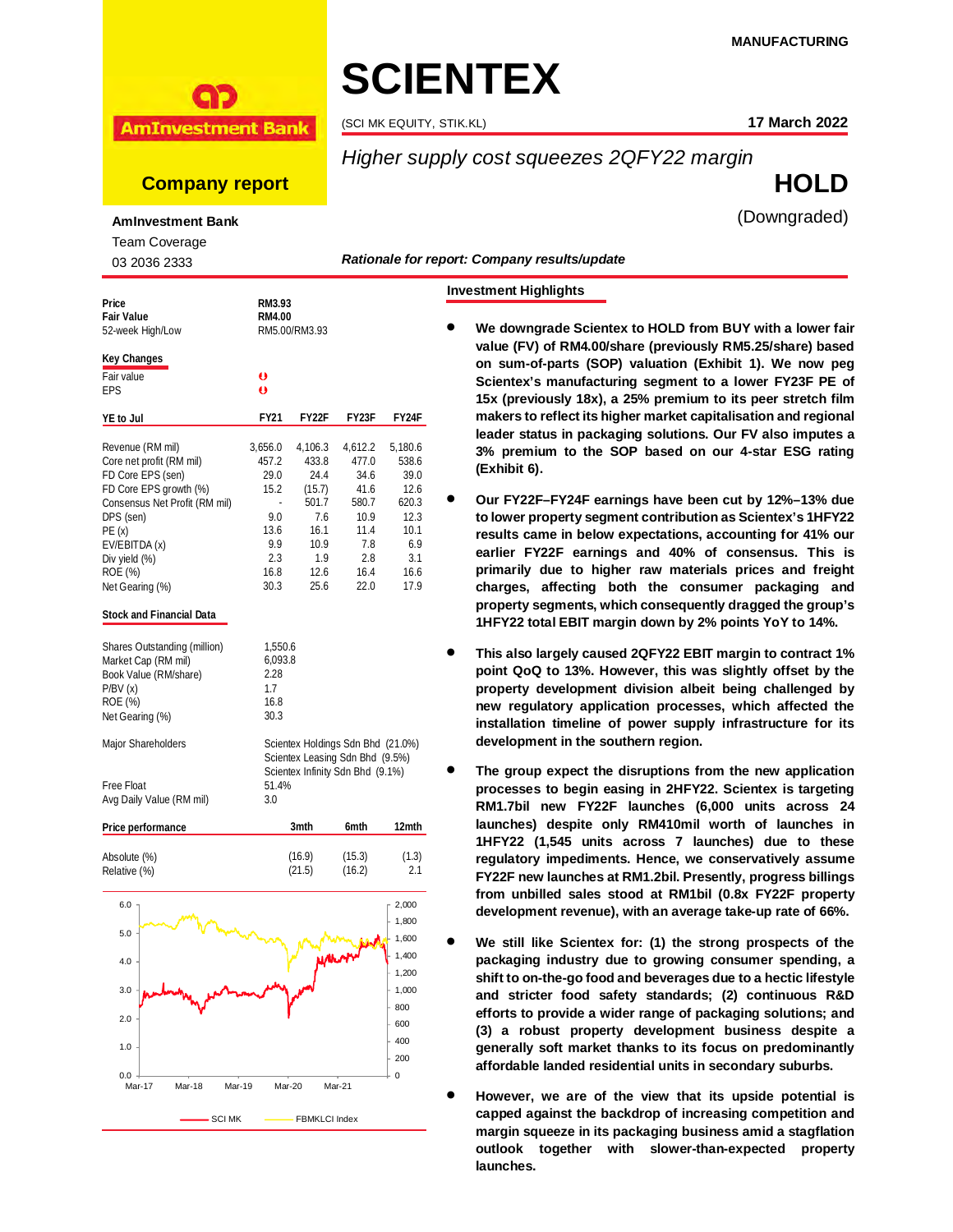MANUFACTURING

AmInvestment Bank

**Company report**

# SCIENTEX

(SCI MK EQUITY, STIK.KL)

**17 March 2022**

*Higher supply cost squeezes 2QFY22 margin*

## HOLD

(Downgraded)

**AmInvestment Bank**

Team Coverage

03 2036 2333

***Rationale for report: Company results/update***

| | |
|---|---|
| **Price** | **RM3.93** |
| **Fair Value** | **RM4.00** |
| 52-week High/Low | RM5.00/RM3.93 |

**Key Changes**

| | |
|---|---|
| Fair value | ⇩ |
| EPS | ⇩ |

| YE to Jul | FY21 | FY22F | FY23F | FY24F |
|---|---|---|---|---|
| Revenue (RM mil) | 3,656.0 | 4,106.3 | 4,612.2 | 5,180.6 |
| Core net profit (RM mil) | 457.2 | 433.8 | 477.0 | 538.6 |
| FD Core EPS (sen) | 29.0 | 24.4 | 34.6 | 39.0 |
| FD Core EPS growth (%) | 15.2 | (15.7) | 41.6 | 12.6 |
| Consensus Net Profit (RM mil) | - | 501.7 | 580.7 | 620.3 |
| DPS (sen) | 9.0 | 7.6 | 10.9 | 12.3 |
| PE (x) | 13.6 | 16.1 | 11.4 | 10.1 |
| EV/EBITDA (x) | 9.9 | 10.9 | 7.8 | 6.9 |
| Div yield (%) | 2.3 | 1.9 | 2.8 | 3.1 |
| ROE (%) | 16.8 | 12.6 | 16.4 | 16.6 |
| Net Gearing (%) | 30.3 | 25.6 | 22.0 | 17.9 |

**Stock and Financial Data**

| | |
|---|---|
| Shares Outstanding (million) | 1,550.6 |
| Market Cap (RM mil) | 6,093.8 |
| Book Value (RM/share) | 2.28 |
| P/BV (x) | 1.7 |
| ROE (%) | 16.8 |
| Net Gearing (%) | 30.3 |
| Major Shareholders | Scientex Holdings Sdn Bhd (21.0%)<br>Scientex Leasing Sdn Bhd (9.5%)<br>Scientex Infinity Sdn Bhd (9.1%) |
| Free Float | 51.4% |
| Avg Daily Value (RM mil) | 3.0 |

| Price performance | 3mth | 6mth | 12mth |
|---|---|---|---|
| Absolute (%) | (16.9) | (15.3) | (1.3) |
| Relative (%) | (21.5) | (16.2) | 2.1 |

SCI MK — FBMKLCI Index

### Investment Highlights

- **We downgrade Scientex to HOLD from BUY with a lower fair value (FV) of RM4.00/share (previously RM5.25/share) based on sum-of-parts (SOP) valuation (Exhibit 1). We now peg Scientex's manufacturing segment to a lower FY23F PE of 15x (previously 18x), a 25% premium to its peer stretch film makers to reflect its higher market capitalisation and regional leader status in packaging solutions. Our FV also imputes a 3% premium to the SOP based on our 4-star ESG rating (Exhibit 6).**

- **Our FY22F–FY24F earnings have been cut by 12%–13% due to lower property segment contribution as Scientex's 1HFY22 results came in below expectations, accounting for 41% our earlier FY22F earnings and 40% of consensus. This is primarily due to higher raw materials prices and freight charges, affecting both the consumer packaging and property segments, which consequently dragged the group's 1HFY22 total EBIT margin down by 2% points YoY to 14%.**

- **This also largely caused 2QFY22 EBIT margin to contract 1% point QoQ to 13%. However, this was slightly offset by the property development division albeit being challenged by new regulatory application processes, which affected the installation timeline of power supply infrastructure for its development in the southern region.**

- **The group expect the disruptions from the new application processes to begin easing in 2HFY22. Scientex is targeting RM1.7bil new FY22F launches (6,000 units across 24 launches) despite only RM410mil worth of launches in 1HFY22 (1,545 units across 7 launches) due to these regulatory impediments. Hence, we conservatively assume FY22F new launches at RM1.2bil. Presently, progress billings from unbilled sales stood at RM1bil (0.8x FY22F property development revenue), with an average take-up rate of 66%.**

- **We still like Scientex for: (1) the strong prospects of the packaging industry due to growing consumer spending, a shift to on-the-go food and beverages due to a hectic lifestyle and stricter food safety standards; (2) continuous R&D efforts to provide a wider range of packaging solutions; and (3) a robust property development business despite a generally soft market thanks to its focus on predominantly affordable landed residential units in secondary suburbs.**

- **However, we are of the view that its upside potential is capped against the backdrop of increasing competition and margin squeeze in its packaging business amid a stagflation outlook together with slower-than-expected property launches.**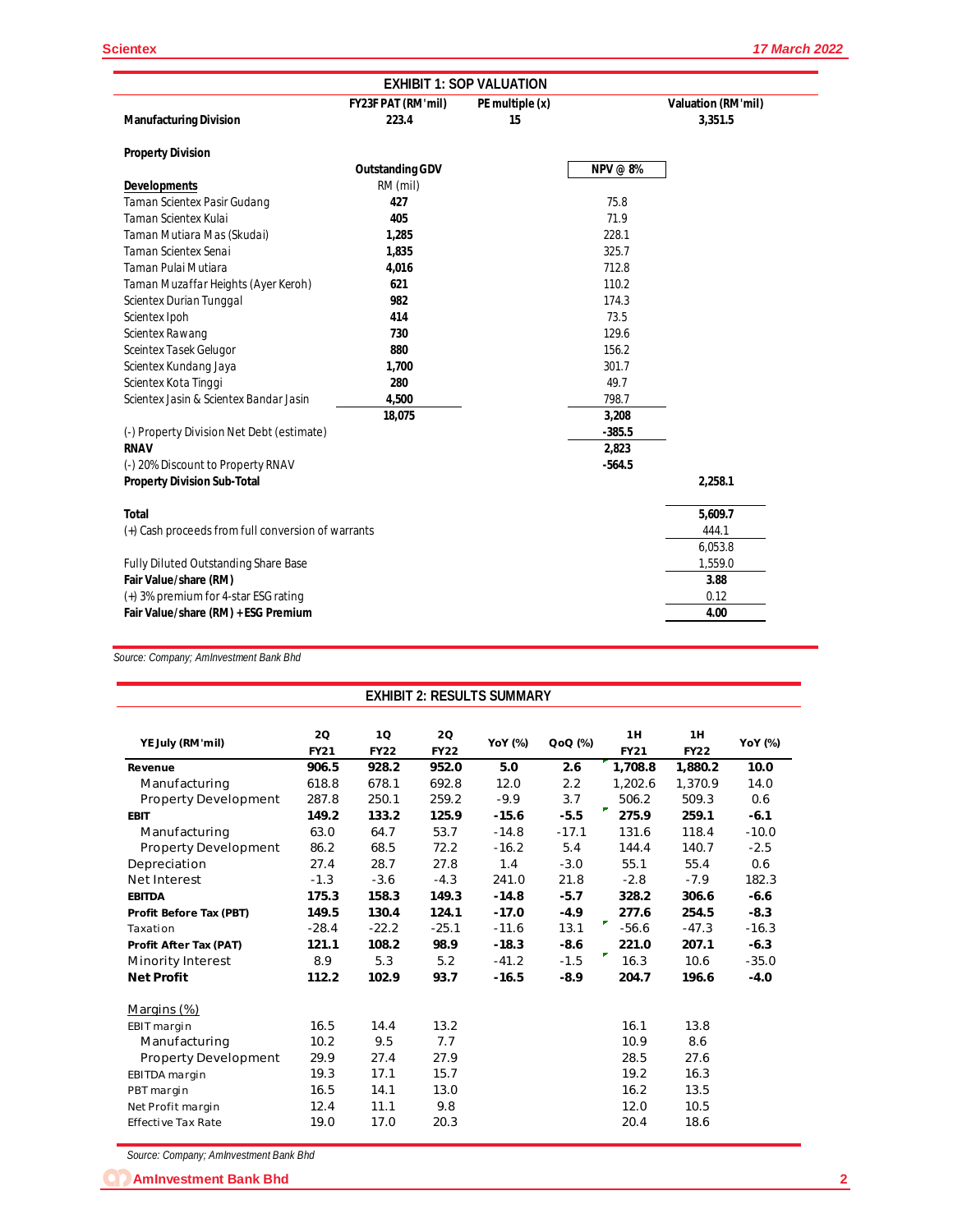### EXHIBIT 1: SOP VALUATION

| | FY23F PAT (RM'mil) | PE multiple (x) | | Valuation (RM'mil) |
|---|---|---|---|---|
| **Manufacturing Division** | 223.4 | 15 | | 3,351.5 |
| | | | | |
| **Property Division** | | | | |
| | **Outstanding GDV** | | **NPV @ 8%** | |
| **Developments** | RM (mil) | | | |
| Taman Scientex Pasir Gudang | **427** | | 75.8 | |
| Taman Scientex Kulai | **405** | | 71.9 | |
| Taman Mutiara Mas (Skudai) | **1,285** | | 228.1 | |
| Taman Scientex Senai | **1,835** | | 325.7 | |
| Taman Pulai Mutiara | **4,016** | | 712.8 | |
| Taman Muzaffar Heights (Ayer Keroh) | **621** | | 110.2 | |
| Scientex Durian Tunggal | **982** | | 174.3 | |
| Scientex Ipoh | **414** | | 73.5 | |
| Scientex Rawang | **730** | | 129.6 | |
| Sceintex Tasek Gelugor | **880** | | 156.2 | |
| Scientex Kundang Jaya | **1,700** | | 301.7 | |
| Scientex Kota Tinggi | **280** | | 49.7 | |
| Scientex Jasin & Scientex Bandar Jasin | **4,500** | | 798.7 | |
| | **18,075** | | **3,208** | |
| (-) Property Division Net Debt (estimate) | | | **-385.5** | |
| **RNAV** | | | **2,823** | |
| (-) 20% Discount to Property RNAV | | | **-564.5** | |
| **Property Division Sub-Total** | | | | **2,258.1** |
| | | | | |
| **Total** | | | | **5,609.7** |
| (+) Cash proceeds from full conversion of warrants | | | | 444.1 |
| | | | | 6,053.8 |
| Fully Diluted Outstanding Share Base | | | | 1,559.0 |
| **Fair Value/share (RM)** | | | | **3.88** |
| (+) 3% premium for 4-star ESG rating | | | | 0.12 |
| **Fair Value/share (RM) + ESG Premium** | | | | **4.00** |

*Source: Company; AmInvestment Bank Bhd*

### EXHIBIT 2: RESULTS SUMMARY

| YE July (RM'mil) | 2Q FY21 | 1Q FY22 | 2Q FY22 | YoY (%) | QoQ (%) | 1H FY21 | 1H FY22 | YoY (%) |
|---|---|---|---|---|---|---|---|---|
| **Revenue** | **906.5** | **928.2** | **952.0** | **5.0** | **2.6** | **1,708.8** | **1,880.2** | **10.0** |
| Manufacturing | 618.8 | 678.1 | 692.8 | 12.0 | 2.2 | 1,202.6 | 1,370.9 | 14.0 |
| Property Development | 287.8 | 250.1 | 259.2 | -9.9 | 3.7 | 506.2 | 509.3 | 0.6 |
| **EBIT** | **149.2** | **133.2** | **125.9** | **-15.6** | **-5.5** | **275.9** | **259.1** | **-6.1** |
| Manufacturing | 63.0 | 64.7 | 53.7 | -14.8 | -17.1 | 131.6 | 118.4 | -10.0 |
| Property Development | 86.2 | 68.5 | 72.2 | -16.2 | 5.4 | 144.4 | 140.7 | -2.5 |
| Depreciation | 27.4 | 28.7 | 27.8 | 1.4 | -3.0 | 55.1 | 55.4 | 0.6 |
| Net Interest | -1.3 | -3.6 | -4.3 | 241.0 | 21.8 | -2.8 | -7.9 | 182.3 |
| **EBITDA** | **175.3** | **158.3** | **149.3** | **-14.8** | **-5.7** | **328.2** | **306.6** | **-6.6** |
| **Profit Before Tax (PBT)** | **149.5** | **130.4** | **124.1** | **-17.0** | **-4.9** | **277.6** | **254.5** | **-8.3** |
| Taxation | -28.4 | -22.2 | -25.1 | -11.6 | 13.1 | -56.6 | -47.3 | -16.3 |
| **Profit After Tax (PAT)** | **121.1** | **108.2** | **98.9** | **-18.3** | **-8.6** | **221.0** | **207.1** | **-6.3** |
| Minority Interest | 8.9 | 5.3 | 5.2 | -41.2 | -1.5 | 16.3 | 10.6 | -35.0 |
| **Net Profit** | **112.2** | **102.9** | **93.7** | **-16.5** | **-8.9** | **204.7** | **196.6** | **-4.0** |
| | | | | | | | | |
| Margins (%) | | | | | | | | |
| EBIT margin | 16.5 | 14.4 | 13.2 | | | 16.1 | 13.8 | |
| Manufacturing | 10.2 | 9.5 | 7.7 | | | 10.9 | 8.6 | |
| Property Development | 29.9 | 27.4 | 27.9 | | | 28.5 | 27.6 | |
| EBITDA margin | 19.3 | 17.1 | 15.7 | | | 19.2 | 16.3 | |
| PBT margin | 16.5 | 14.1 | 13.0 | | | 16.2 | 13.5 | |
| Net Profit margin | 12.4 | 11.1 | 9.8 | | | 12.0 | 10.5 | |
| Effective Tax Rate | 19.0 | 17.0 | 20.3 | | | 20.4 | 18.6 | |

*Source: Company; AmInvestment Bank Bhd*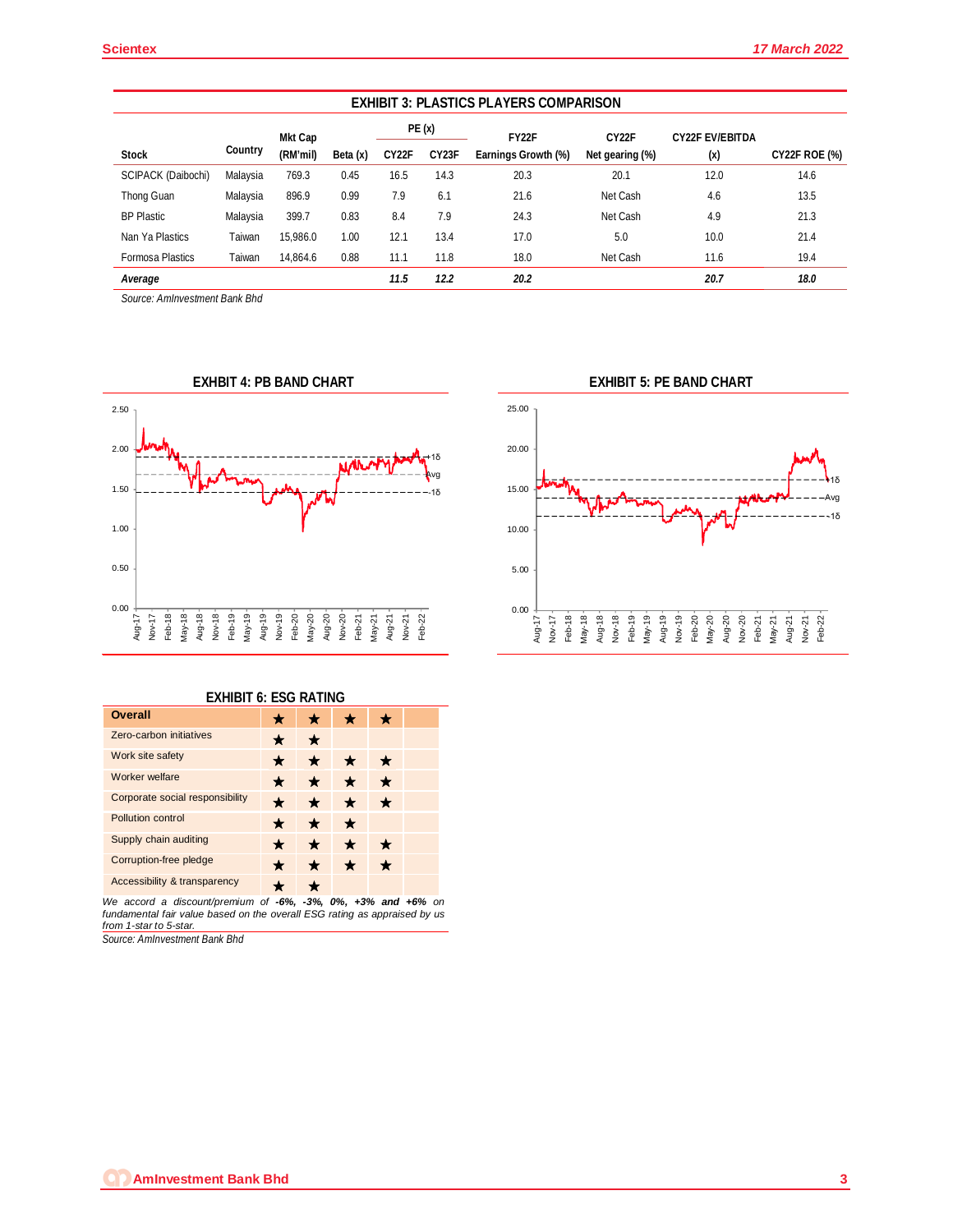## EXHIBIT 3: PLASTICS PLAYERS COMPARISON

| Stock | Country | Mkt Cap (RM'mil) | Beta (x) | PE (x) CY22F | PE (x) CY23F | FY22F Earnings Growth (%) | CY22F Net gearing (%) | CY22F EV/EBITDA (x) | CY22F ROE (%) |
|---|---|---|---|---|---|---|---|---|---|
| SCIPACK (Daibochi) | Malaysia | 769.3 | 0.45 | 16.5 | 14.3 | 20.3 | 20.1 | 12.0 | 14.6 |
| Thong Guan | Malaysia | 896.9 | 0.99 | 7.9 | 6.1 | 21.6 | Net Cash | 4.6 | 13.5 |
| BP Plastic | Malaysia | 399.7 | 0.83 | 8.4 | 7.9 | 24.3 | Net Cash | 4.9 | 21.3 |
| Nan Ya Plastics | Taiwan | 15,986.0 | 1.00 | 12.1 | 13.4 | 17.0 | 5.0 | 10.0 | 21.4 |
| Formosa Plastics | Taiwan | 14,864.6 | 0.88 | 11.1 | 11.8 | 18.0 | Net Cash | 11.6 | 19.4 |
| ***Average*** | | | | ***11.5*** | ***12.2*** | ***20.2*** | | ***20.7*** | ***18.0*** |

*Source: AmInvestment Bank Bhd*

## EXHIBIT 4: PB BAND CHART

## EXHIBIT 5: PE BAND CHART

## EXHIBIT 6: ESG RATING

| | | | | | |
|---|---|---|---|---|---|
| **Overall** | ★ | ★ | ★ | ★ | |
| Zero-carbon initiatives | ★ | ★ | | | |
| Work site safety | ★ | ★ | ★ | ★ | |
| Worker welfare | ★ | ★ | ★ | ★ | |
| Corporate social responsibility | ★ | ★ | ★ | ★ | |
| Pollution control | ★ | ★ | ★ | | |
| Supply chain auditing | ★ | ★ | ★ | ★ | |
| Corruption-free pledge | ★ | ★ | ★ | ★ | |
| Accessibility & transparency | ★ | ★ | | | |

*We accord a discount/premium of **-6%, -3%, 0%, +3% and +6%** on fundamental fair value based on the overall ESG rating as appraised by us from 1-star to 5-star.*

*Source: AmInvestment Bank Bhd*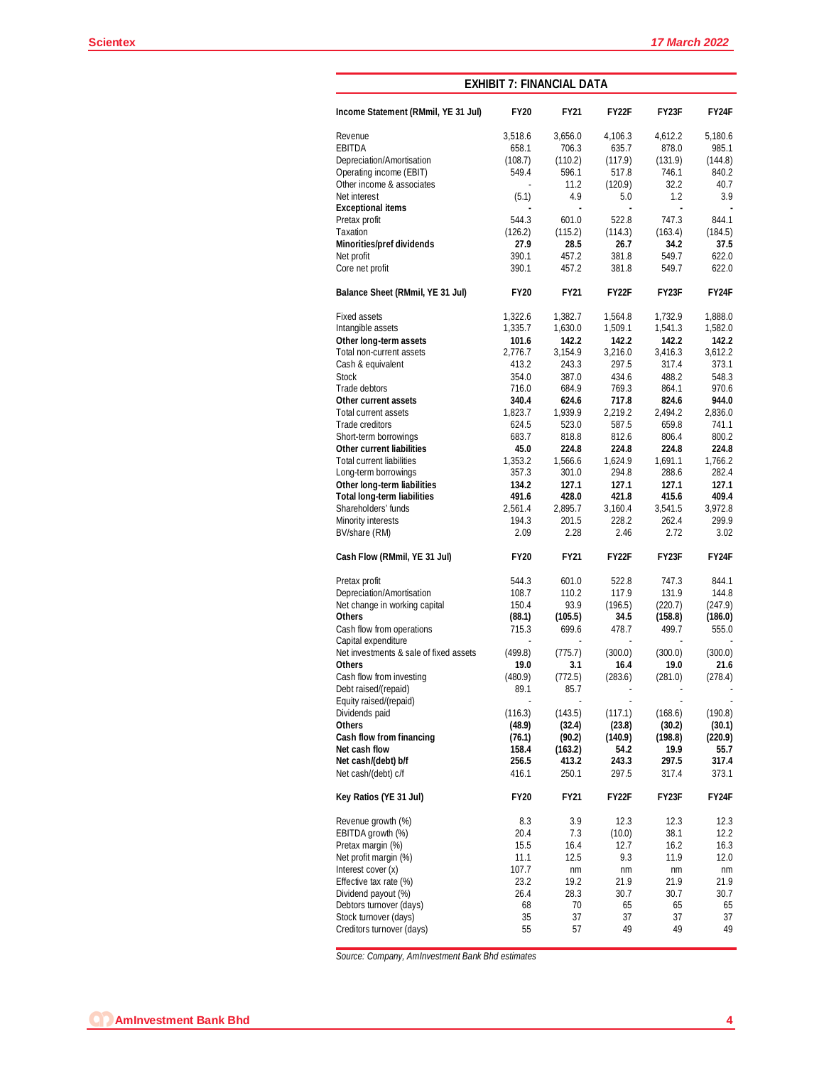## EXHIBIT 7: FINANCIAL DATA

| Income Statement (RMmil, YE 31 Jul) | FY20 | FY21 | FY22F | FY23F | FY24F |
|---|---|---|---|---|---|
| Revenue | 3,518.6 | 3,656.0 | 4,106.3 | 4,612.2 | 5,180.6 |
| EBITDA | 658.1 | 706.3 | 635.7 | 878.0 | 985.1 |
| Depreciation/Amortisation | (108.7) | (110.2) | (117.9) | (131.9) | (144.8) |
| Operating income (EBIT) | 549.4 | 596.1 | 517.8 | 746.1 | 840.2 |
| Other income & associates | - | 11.2 | (120.9) | 32.2 | 40.7 |
| Net interest | (5.1) | 4.9 | 5.0 | 1.2 | 3.9 |
| **Exceptional items** | **-** | **-** | **-** | **-** | **-** |
| Pretax profit | 544.3 | 601.0 | 522.8 | 747.3 | 844.1 |
| Taxation | (126.2) | (115.2) | (114.3) | (163.4) | (184.5) |
| **Minorities/pref dividends** | **27.9** | **28.5** | **26.7** | **34.2** | **37.5** |
| Net profit | 390.1 | 457.2 | 381.8 | 549.7 | 622.0 |
| Core net profit | 390.1 | 457.2 | 381.8 | 549.7 | 622.0 |

| Balance Sheet (RMmil, YE 31 Jul) | FY20 | FY21 | FY22F | FY23F | FY24F |
|---|---|---|---|---|---|
| Fixed assets | 1,322.6 | 1,382.7 | 1,564.8 | 1,732.9 | 1,888.0 |
| Intangible assets | 1,335.7 | 1,630.0 | 1,509.1 | 1,541.3 | 1,582.0 |
| **Other long-term assets** | **101.6** | **142.2** | **142.2** | **142.2** | **142.2** |
| Total non-current assets | 2,776.7 | 3,154.9 | 3,216.0 | 3,416.3 | 3,612.2 |
| Cash & equivalent | 413.2 | 243.3 | 297.5 | 317.4 | 373.1 |
| Stock | 354.0 | 387.0 | 434.6 | 488.2 | 548.3 |
| Trade debtors | 716.0 | 684.9 | 769.3 | 864.1 | 970.6 |
| **Other current assets** | **340.4** | **624.6** | **717.8** | **824.6** | **944.0** |
| Total current assets | 1,823.7 | 1,939.9 | 2,219.2 | 2,494.2 | 2,836.0 |
| Trade creditors | 624.5 | 523.0 | 587.5 | 659.8 | 741.1 |
| Short-term borrowings | 683.7 | 818.8 | 812.6 | 806.4 | 800.2 |
| **Other current liabilities** | **45.0** | **224.8** | **224.8** | **224.8** | **224.8** |
| Total current liabilities | 1,353.2 | 1,566.6 | 1,624.9 | 1,691.1 | 1,766.2 |
| Long-term borrowings | 357.3 | 301.0 | 294.8 | 288.6 | 282.4 |
| **Other long-term liabilities** | **134.2** | **127.1** | **127.1** | **127.1** | **127.1** |
| **Total long-term liabilities** | **491.6** | **428.0** | **421.8** | **415.6** | **409.4** |
| Shareholders' funds | 2,561.4 | 2,895.7 | 3,160.4 | 3,541.5 | 3,972.8 |
| Minority interests | 194.3 | 201.5 | 228.2 | 262.4 | 299.9 |
| BV/share (RM) | 2.09 | 2.28 | 2.46 | 2.72 | 3.02 |

| Cash Flow (RMmil, YE 31 Jul) | FY20 | FY21 | FY22F | FY23F | FY24F |
|---|---|---|---|---|---|
| Pretax profit | 544.3 | 601.0 | 522.8 | 747.3 | 844.1 |
| Depreciation/Amortisation | 108.7 | 110.2 | 117.9 | 131.9 | 144.8 |
| Net change in working capital | 150.4 | 93.9 | (196.5) | (220.7) | (247.9) |
| **Others** | **(88.1)** | **(105.5)** | **34.5** | **(158.8)** | **(186.0)** |
| Cash flow from operations | 715.3 | 699.6 | 478.7 | 499.7 | 555.0 |
| Capital expenditure | - | - | - | - | - |
| Net investments & sale of fixed assets | (499.8) | (775.7) | (300.0) | (300.0) | (300.0) |
| **Others** | **19.0** | **3.1** | **16.4** | **19.0** | **21.6** |
| Cash flow from investing | (480.9) | (772.5) | (283.6) | (281.0) | (278.4) |
| Debt raised/(repaid) | 89.1 | 85.7 | - | - | - |
| Equity raised/(repaid) | - | - | - | - | - |
| Dividends paid | (116.3) | (143.5) | (117.1) | (168.6) | (190.8) |
| **Others** | **(48.9)** | **(32.4)** | **(23.8)** | **(30.2)** | **(30.1)** |
| **Cash flow from financing** | **(76.1)** | **(90.2)** | **(140.9)** | **(198.8)** | **(220.9)** |
| **Net cash flow** | **158.4** | **(163.2)** | **54.2** | **19.9** | **55.7** |
| **Net cash/(debt) b/f** | **256.5** | **413.2** | **243.3** | **297.5** | **317.4** |
| Net cash/(debt) c/f | 416.1 | 250.1 | 297.5 | 317.4 | 373.1 |

| Key Ratios (YE 31 Jul) | FY20 | FY21 | FY22F | FY23F | FY24F |
|---|---|---|---|---|---|
| Revenue growth (%) | 8.3 | 3.9 | 12.3 | 12.3 | 12.3 |
| EBITDA growth (%) | 20.4 | 7.3 | (10.0) | 38.1 | 12.2 |
| Pretax margin (%) | 15.5 | 16.4 | 12.7 | 16.2 | 16.3 |
| Net profit margin (%) | 11.1 | 12.5 | 9.3 | 11.9 | 12.0 |
| Interest cover (x) | 107.7 | nm | nm | nm | nm |
| Effective tax rate (%) | 23.2 | 19.2 | 21.9 | 21.9 | 21.9 |
| Dividend payout (%) | 26.4 | 28.3 | 30.7 | 30.7 | 30.7 |
| Debtors turnover (days) | 68 | 70 | 65 | 65 | 65 |
| Stock turnover (days) | 35 | 37 | 37 | 37 | 37 |
| Creditors turnover (days) | 55 | 57 | 49 | 49 | 49 |

*Source: Company, AmInvestment Bank Bhd estimates*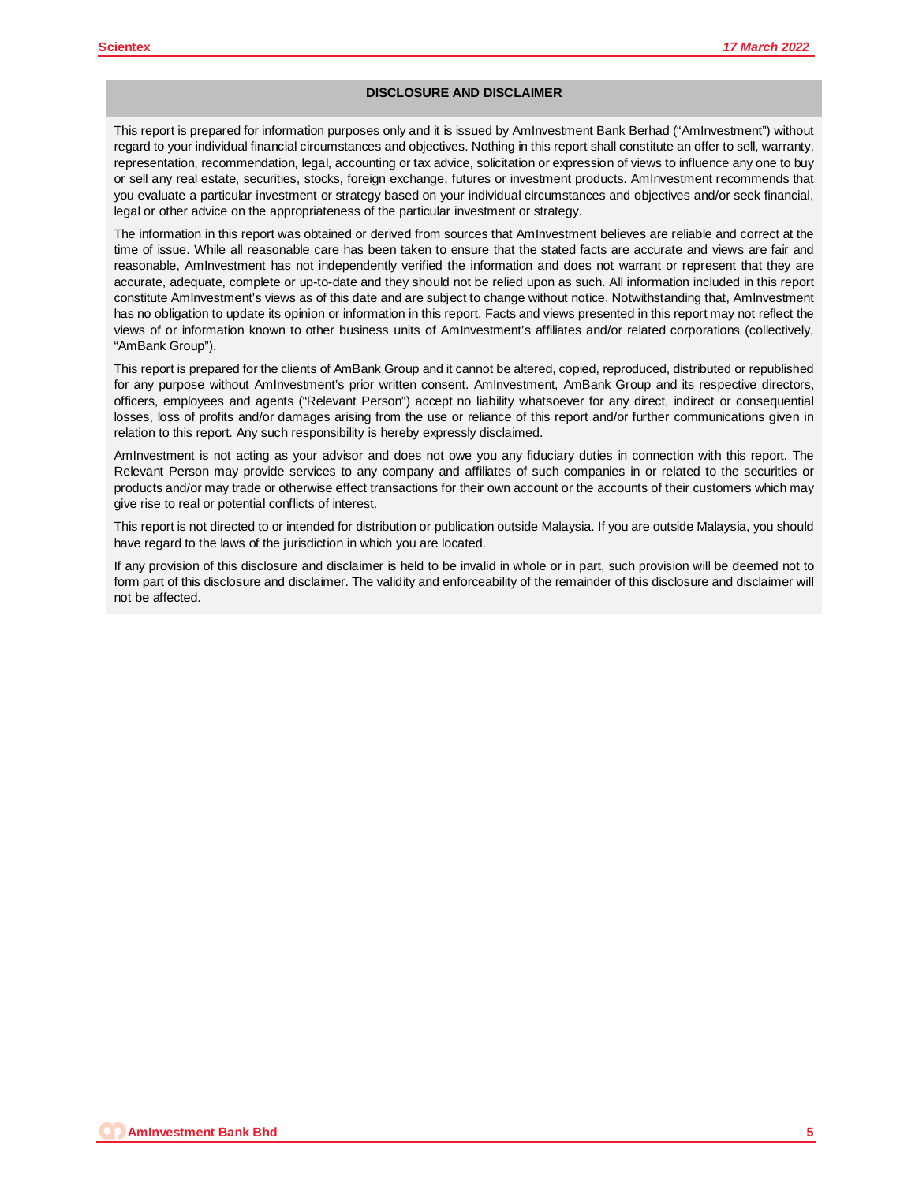## DISCLOSURE AND DISCLAIMER

This report is prepared for information purposes only and it is issued by AmInvestment Bank Berhad ("AmInvestment") without regard to your individual financial circumstances and objectives. Nothing in this report shall constitute an offer to sell, warranty, representation, recommendation, legal, accounting or tax advice, solicitation or expression of views to influence any one to buy or sell any real estate, securities, stocks, foreign exchange, futures or investment products. AmInvestment recommends that you evaluate a particular investment or strategy based on your individual circumstances and objectives and/or seek financial, legal or other advice on the appropriateness of the particular investment or strategy.

The information in this report was obtained or derived from sources that AmInvestment believes are reliable and correct at the time of issue. While all reasonable care has been taken to ensure that the stated facts are accurate and views are fair and reasonable, AmInvestment has not independently verified the information and does not warrant or represent that they are accurate, adequate, complete or up-to-date and they should not be relied upon as such. All information included in this report constitute AmInvestment's views as of this date and are subject to change without notice. Notwithstanding that, AmInvestment has no obligation to update its opinion or information in this report. Facts and views presented in this report may not reflect the views of or information known to other business units of AmInvestment's affiliates and/or related corporations (collectively, "AmBank Group").

This report is prepared for the clients of AmBank Group and it cannot be altered, copied, reproduced, distributed or republished for any purpose without AmInvestment's prior written consent. AmInvestment, AmBank Group and its respective directors, officers, employees and agents ("Relevant Person") accept no liability whatsoever for any direct, indirect or consequential losses, loss of profits and/or damages arising from the use or reliance of this report and/or further communications given in relation to this report. Any such responsibility is hereby expressly disclaimed.

AmInvestment is not acting as your advisor and does not owe you any fiduciary duties in connection with this report. The Relevant Person may provide services to any company and affiliates of such companies in or related to the securities or products and/or may trade or otherwise effect transactions for their own account or the accounts of their customers which may give rise to real or potential conflicts of interest.

This report is not directed to or intended for distribution or publication outside Malaysia. If you are outside Malaysia, you should have regard to the laws of the jurisdiction in which you are located.

If any provision of this disclosure and disclaimer is held to be invalid in whole or in part, such provision will be deemed not to form part of this disclosure and disclaimer. The validity and enforceability of the remainder of this disclosure and disclaimer will not be affected.